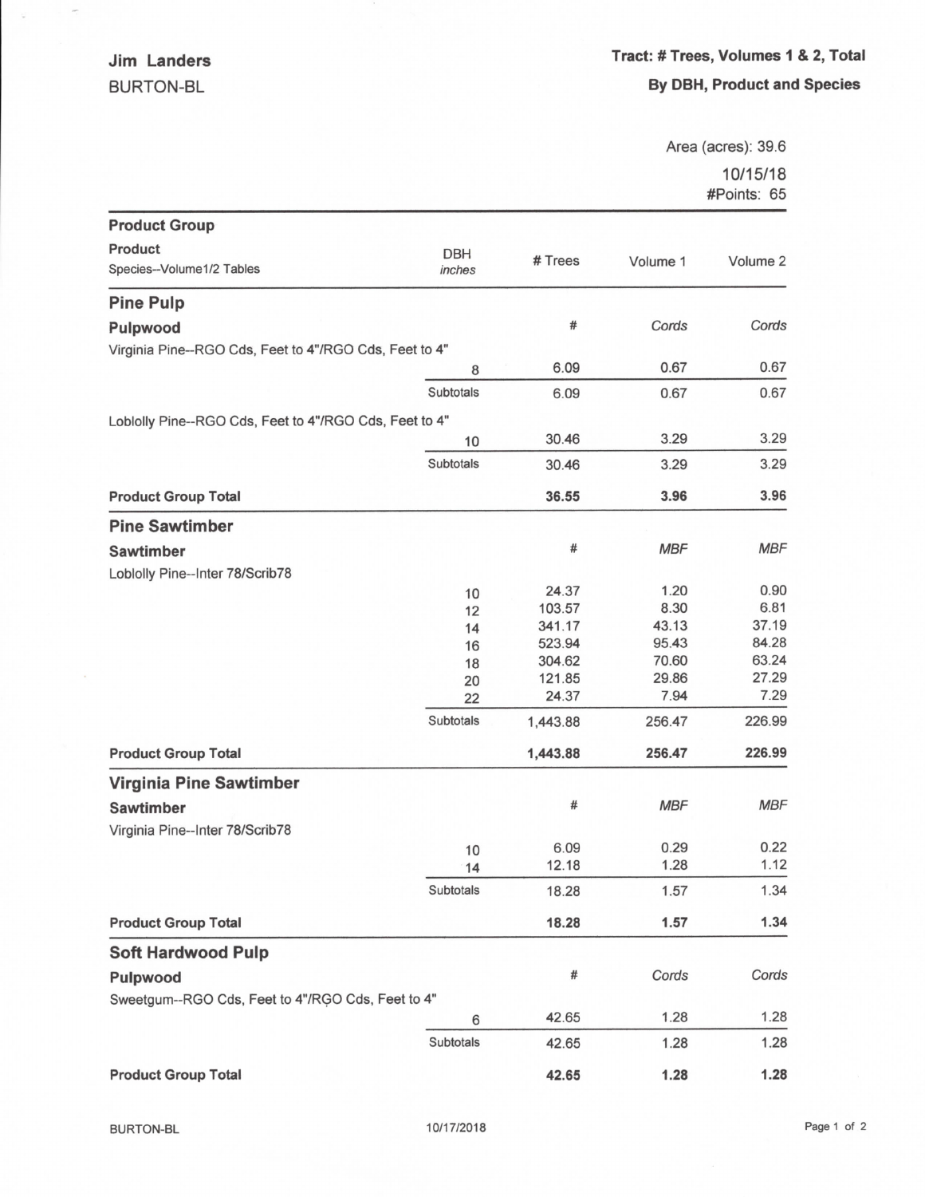**Jim Landers**
BURTON-BL

**Tract: # Trees, Volumes 1 & 2, Total**
**By DBH, Product and Species**

Area (acres): 39.6
10/15/18
#Points: 65

| Product Group / Product / Species--Volume1/2 Tables | DBH *inches* | # Trees | Volume 1 | Volume 2 |
|---|---|---|---|---|
| **Pine Pulp** | | | | |
| **Pulpwood** | | # | *Cords* | *Cords* |
| Virginia Pine--RGO Cds, Feet to 4"/RGO Cds, Feet to 4" | | | | |
| | 8 | 6.09 | 0.67 | 0.67 |
| | Subtotals | 6.09 | 0.67 | 0.67 |
| Loblolly Pine--RGO Cds, Feet to 4"/RGO Cds, Feet to 4" | | | | |
| | 10 | 30.46 | 3.29 | 3.29 |
| | Subtotals | 30.46 | 3.29 | 3.29 |
| **Product Group Total** | | **36.55** | **3.96** | **3.96** |
| **Pine Sawtimber** | | | | |
| **Sawtimber** | | # | *MBF* | *MBF* |
| Loblolly Pine--Inter 78/Scrib78 | | | | |
| | 10 | 24.37 | 1.20 | 0.90 |
| | 12 | 103.57 | 8.30 | 6.81 |
| | 14 | 341.17 | 43.13 | 37.19 |
| | 16 | 523.94 | 95.43 | 84.28 |
| | 18 | 304.62 | 70.60 | 63.24 |
| | 20 | 121.85 | 29.86 | 27.29 |
| | 22 | 24.37 | 7.94 | 7.29 |
| | Subtotals | 1,443.88 | 256.47 | 226.99 |
| **Product Group Total** | | **1,443.88** | **256.47** | **226.99** |
| **Virginia Pine Sawtimber** | | | | |
| **Sawtimber** | | # | *MBF* | *MBF* |
| Virginia Pine--Inter 78/Scrib78 | | | | |
| | 10 | 6.09 | 0.29 | 0.22 |
| | 14 | 12.18 | 1.28 | 1.12 |
| | Subtotals | 18.28 | 1.57 | 1.34 |
| **Product Group Total** | | **18.28** | **1.57** | **1.34** |
| **Soft Hardwood Pulp** | | | | |
| **Pulpwood** | | # | *Cords* | *Cords* |
| Sweetgum--RGO Cds, Feet to 4"/RGO Cds, Feet to 4" | | | | |
| | 6 | 42.65 | 1.28 | 1.28 |
| | Subtotals | 42.65 | 1.28 | 1.28 |
| **Product Group Total** | | **42.65** | **1.28** | **1.28** |

BURTON-BL 10/17/2018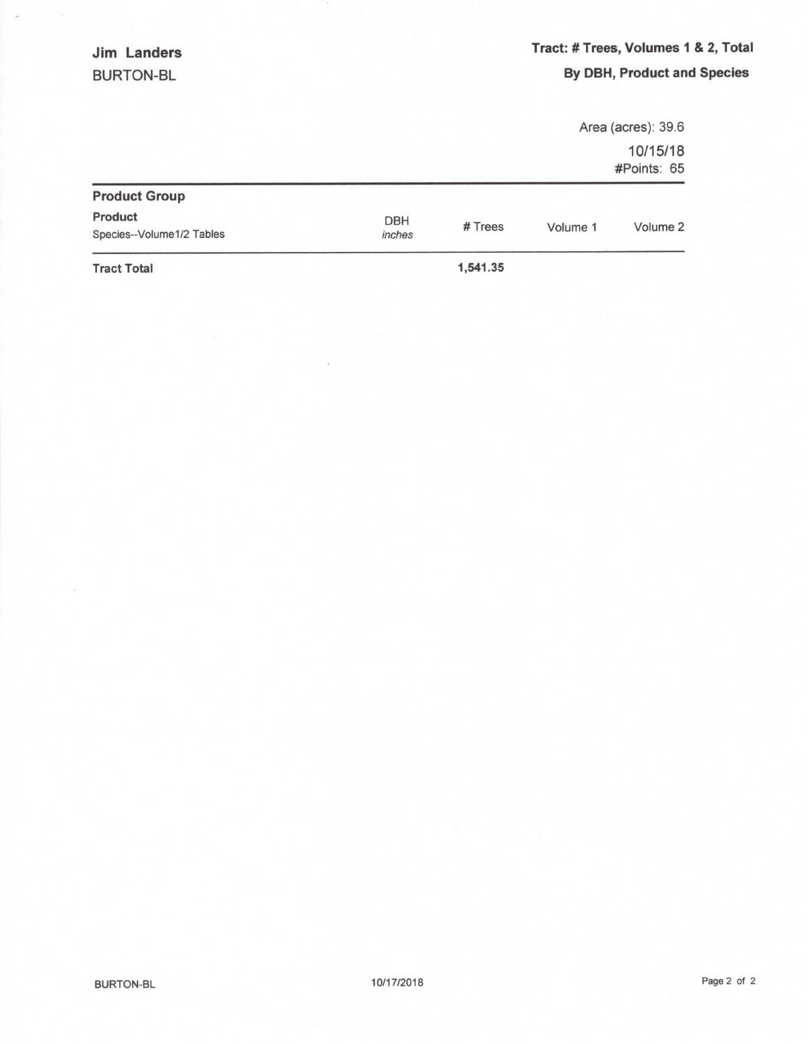**Jim Landers**
BURTON-BL

**Tract: # Trees, Volumes 1 & 2, Total**
**By DBH, Product and Species**

Area (acres): 39.6
10/15/18
#Points: 65

| **Product Group** **Product** Species--Volume1/2 Tables | DBH *inches* | # Trees | Volume 1 | Volume 2 |
|---|---|---|---|---|
| **Tract Total** | | **1,541.35** | | |